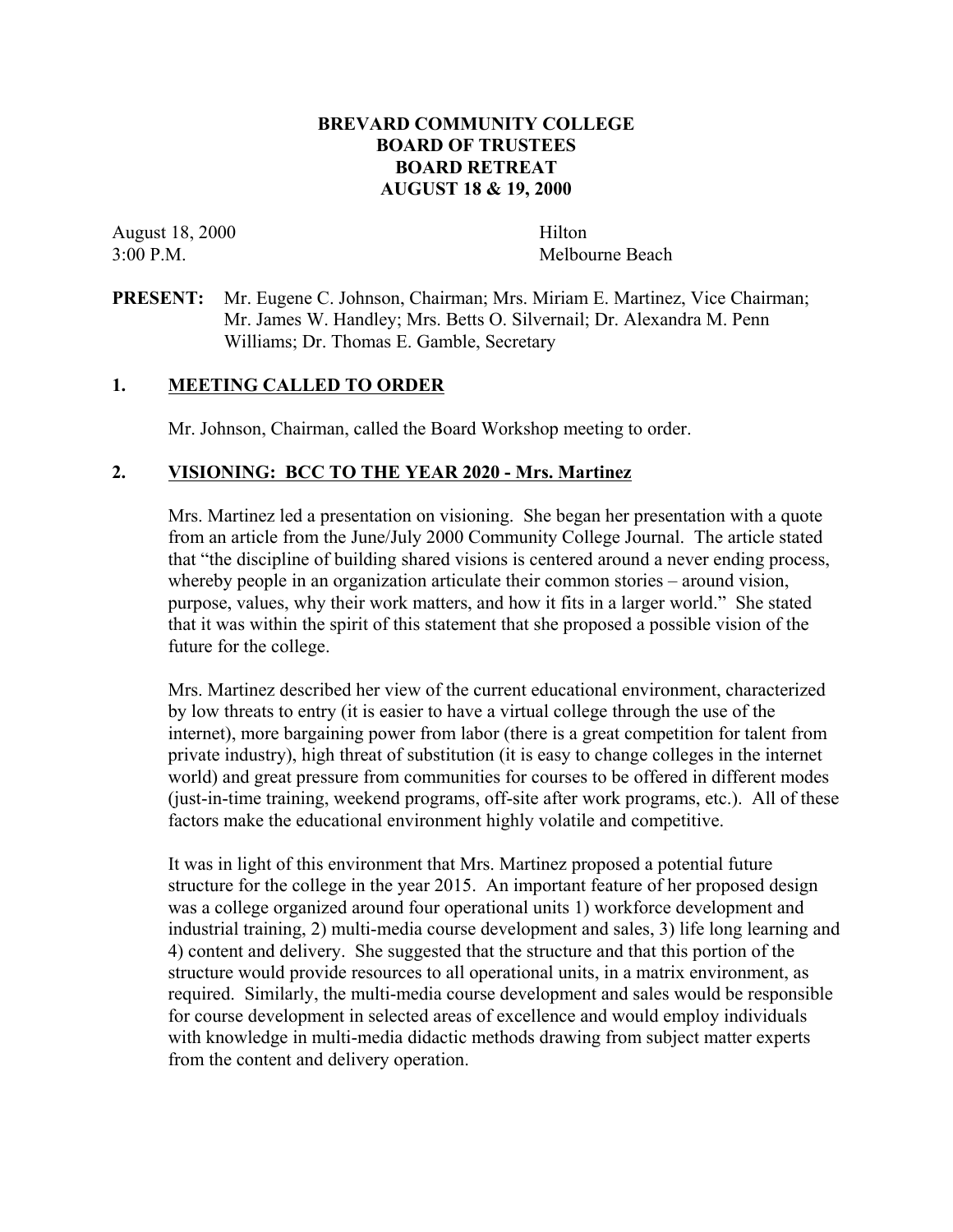# BREVARD COMMUNITY COLLEGE
# BOARD OF TRUSTEES
# BOARD RETREAT
# AUGUST 18 & 19, 2000

August 18, 2000 — Hilton
3:00 P.M. — Melbourne Beach

**PRESENT:** Mr. Eugene C. Johnson, Chairman; Mrs. Miriam E. Martinez, Vice Chairman; Mr. James W. Handley; Mrs. Betts O. Silvernail; Dr. Alexandra M. Penn Williams; Dr. Thomas E. Gamble, Secretary

## 1. MEETING CALLED TO ORDER

Mr. Johnson, Chairman, called the Board Workshop meeting to order.

## 2. VISIONING: BCC TO THE YEAR 2020 - Mrs. Martinez

Mrs. Martinez led a presentation on visioning. She began her presentation with a quote from an article from the June/July 2000 Community College Journal. The article stated that "the discipline of building shared visions is centered around a never ending process, whereby people in an organization articulate their common stories – around vision, purpose, values, why their work matters, and how it fits in a larger world." She stated that it was within the spirit of this statement that she proposed a possible vision of the future for the college.

Mrs. Martinez described her view of the current educational environment, characterized by low threats to entry (it is easier to have a virtual college through the use of the internet), more bargaining power from labor (there is a great competition for talent from private industry), high threat of substitution (it is easy to change colleges in the internet world) and great pressure from communities for courses to be offered in different modes (just-in-time training, weekend programs, off-site after work programs, etc.). All of these factors make the educational environment highly volatile and competitive.

It was in light of this environment that Mrs. Martinez proposed a potential future structure for the college in the year 2015. An important feature of her proposed design was a college organized around four operational units 1) workforce development and industrial training, 2) multi-media course development and sales, 3) life long learning and 4) content and delivery. She suggested that the structure and that this portion of the structure would provide resources to all operational units, in a matrix environment, as required. Similarly, the multi-media course development and sales would be responsible for course development in selected areas of excellence and would employ individuals with knowledge in multi-media didactic methods drawing from subject matter experts from the content and delivery operation.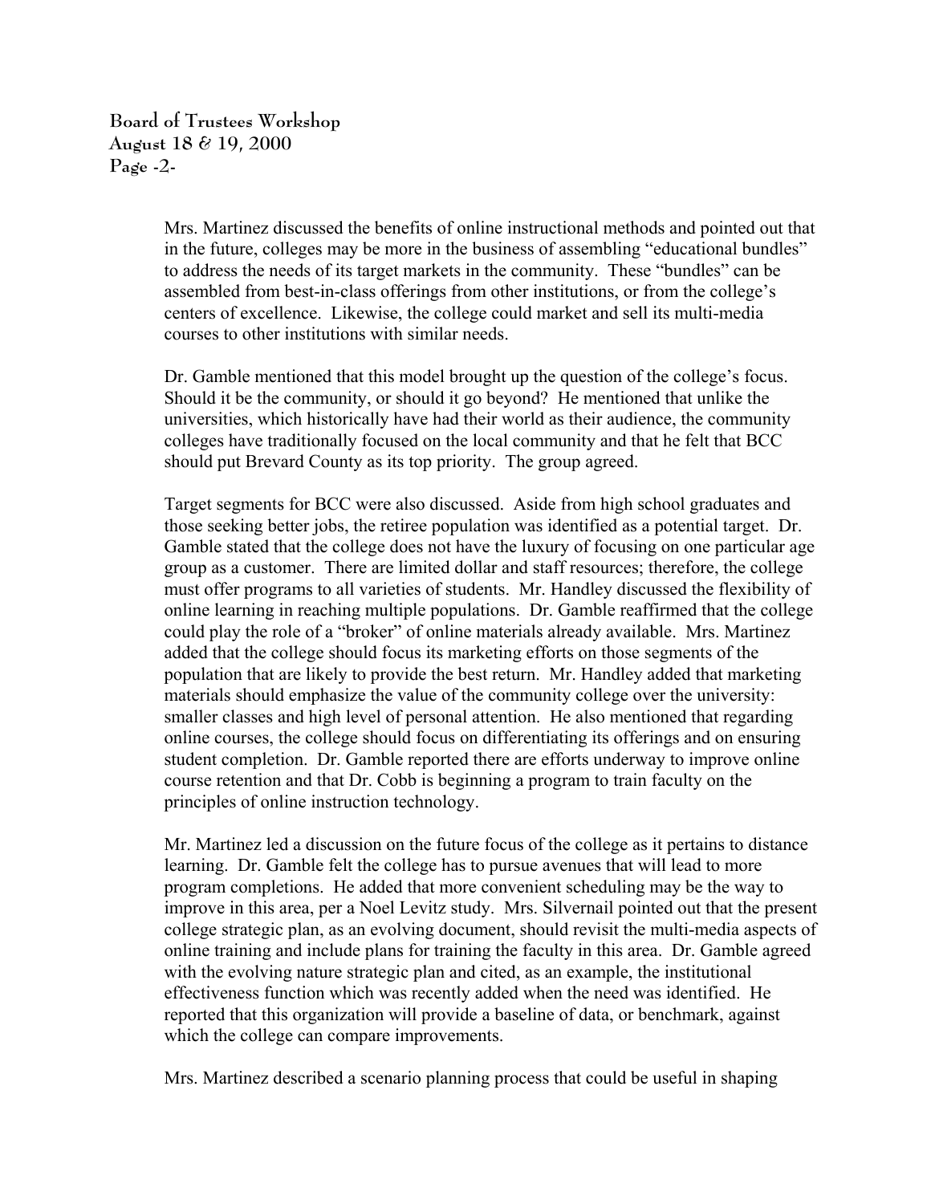Mrs. Martinez discussed the benefits of online instructional methods and pointed out that in the future, colleges may be more in the business of assembling "educational bundles" to address the needs of its target markets in the community. These "bundles" can be assembled from best-in-class offerings from other institutions, or from the college's centers of excellence. Likewise, the college could market and sell its multi-media courses to other institutions with similar needs.

Dr. Gamble mentioned that this model brought up the question of the college's focus. Should it be the community, or should it go beyond? He mentioned that unlike the universities, which historically have had their world as their audience, the community colleges have traditionally focused on the local community and that he felt that BCC should put Brevard County as its top priority. The group agreed.

Target segments for BCC were also discussed. Aside from high school graduates and those seeking better jobs, the retiree population was identified as a potential target. Dr. Gamble stated that the college does not have the luxury of focusing on one particular age group as a customer. There are limited dollar and staff resources; therefore, the college must offer programs to all varieties of students. Mr. Handley discussed the flexibility of online learning in reaching multiple populations. Dr. Gamble reaffirmed that the college could play the role of a "broker" of online materials already available. Mrs. Martinez added that the college should focus its marketing efforts on those segments of the population that are likely to provide the best return. Mr. Handley added that marketing materials should emphasize the value of the community college over the university: smaller classes and high level of personal attention. He also mentioned that regarding online courses, the college should focus on differentiating its offerings and on ensuring student completion. Dr. Gamble reported there are efforts underway to improve online course retention and that Dr. Cobb is beginning a program to train faculty on the principles of online instruction technology.

Mr. Martinez led a discussion on the future focus of the college as it pertains to distance learning. Dr. Gamble felt the college has to pursue avenues that will lead to more program completions. He added that more convenient scheduling may be the way to improve in this area, per a Noel Levitz study. Mrs. Silvernail pointed out that the present college strategic plan, as an evolving document, should revisit the multi-media aspects of online training and include plans for training the faculty in this area. Dr. Gamble agreed with the evolving nature strategic plan and cited, as an example, the institutional effectiveness function which was recently added when the need was identified. He reported that this organization will provide a baseline of data, or benchmark, against which the college can compare improvements.

Mrs. Martinez described a scenario planning process that could be useful in shaping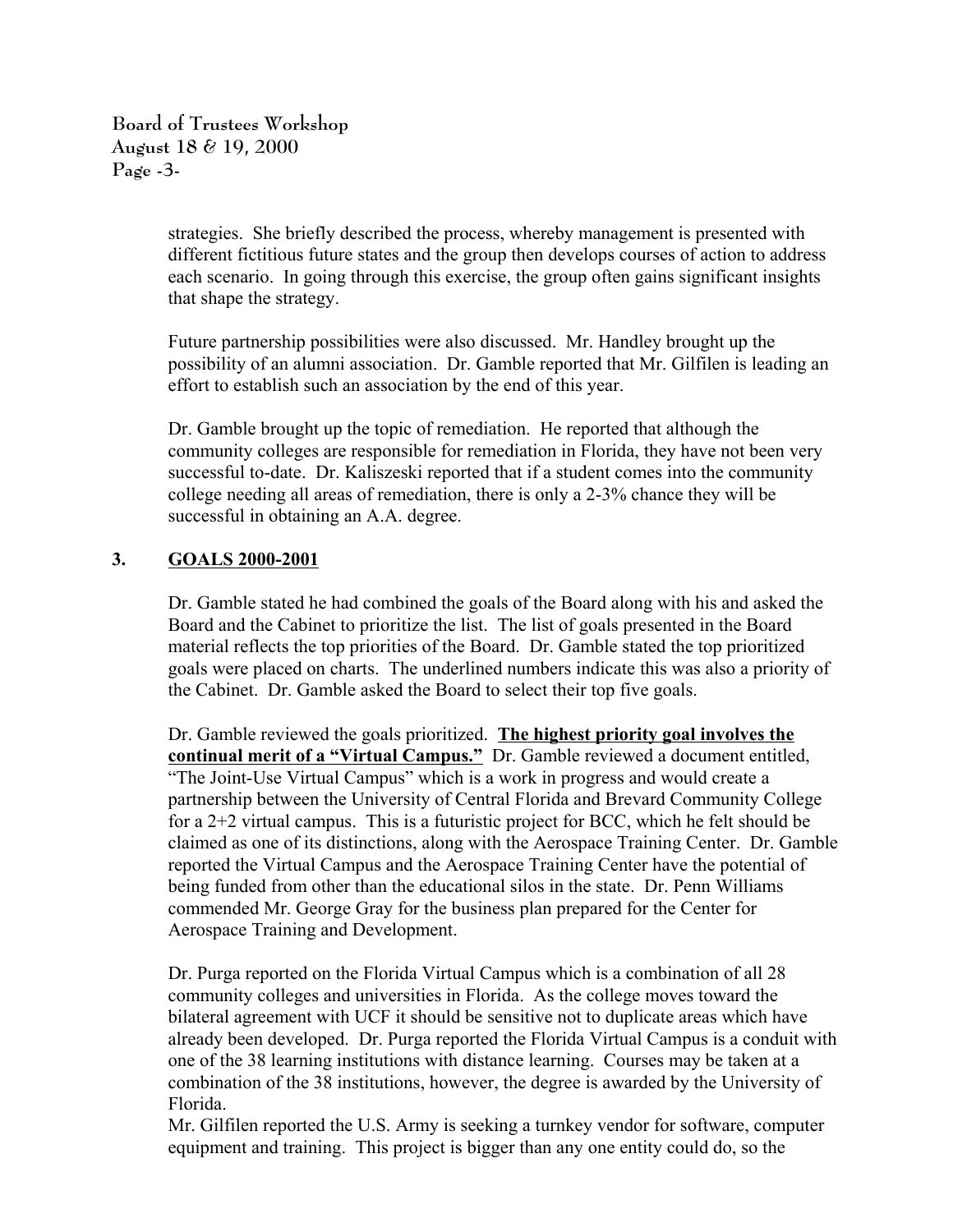strategies. She briefly described the process, whereby management is presented with different fictitious future states and the group then develops courses of action to address each scenario. In going through this exercise, the group often gains significant insights that shape the strategy.

Future partnership possibilities were also discussed. Mr. Handley brought up the possibility of an alumni association. Dr. Gamble reported that Mr. Gilfilen is leading an effort to establish such an association by the end of this year.

Dr. Gamble brought up the topic of remediation. He reported that although the community colleges are responsible for remediation in Florida, they have not been very successful to-date. Dr. Kaliszeski reported that if a student comes into the community college needing all areas of remediation, there is only a 2-3% chance they will be successful in obtaining an A.A. degree.

## 3. GOALS 2000-2001

Dr. Gamble stated he had combined the goals of the Board along with his and asked the Board and the Cabinet to prioritize the list. The list of goals presented in the Board material reflects the top priorities of the Board. Dr. Gamble stated the top prioritized goals were placed on charts. The underlined numbers indicate this was also a priority of the Cabinet. Dr. Gamble asked the Board to select their top five goals.

Dr. Gamble reviewed the goals prioritized. **The highest priority goal involves the continual merit of a "Virtual Campus."** Dr. Gamble reviewed a document entitled, "The Joint-Use Virtual Campus" which is a work in progress and would create a partnership between the University of Central Florida and Brevard Community College for a 2+2 virtual campus. This is a futuristic project for BCC, which he felt should be claimed as one of its distinctions, along with the Aerospace Training Center. Dr. Gamble reported the Virtual Campus and the Aerospace Training Center have the potential of being funded from other than the educational silos in the state. Dr. Penn Williams commended Mr. George Gray for the business plan prepared for the Center for Aerospace Training and Development.

Dr. Purga reported on the Florida Virtual Campus which is a combination of all 28 community colleges and universities in Florida. As the college moves toward the bilateral agreement with UCF it should be sensitive not to duplicate areas which have already been developed. Dr. Purga reported the Florida Virtual Campus is a conduit with one of the 38 learning institutions with distance learning. Courses may be taken at a combination of the 38 institutions, however, the degree is awarded by the University of Florida.

Mr. Gilfilen reported the U.S. Army is seeking a turnkey vendor for software, computer equipment and training. This project is bigger than any one entity could do, so the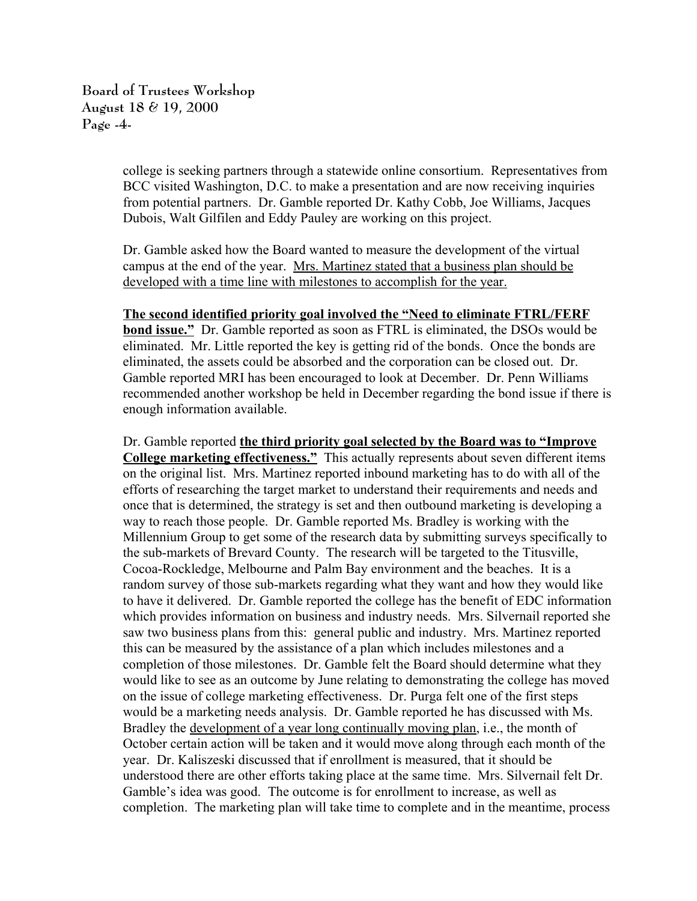college is seeking partners through a statewide online consortium. Representatives from BCC visited Washington, D.C. to make a presentation and are now receiving inquiries from potential partners. Dr. Gamble reported Dr. Kathy Cobb, Joe Williams, Jacques Dubois, Walt Gilfilen and Eddy Pauley are working on this project.

Dr. Gamble asked how the Board wanted to measure the development of the virtual campus at the end of the year. Mrs. Martinez stated that a business plan should be developed with a time line with milestones to accomplish for the year.

**The second identified priority goal involved the "Need to eliminate FTRL/FERF bond issue."** Dr. Gamble reported as soon as FTRL is eliminated, the DSOs would be eliminated. Mr. Little reported the key is getting rid of the bonds. Once the bonds are eliminated, the assets could be absorbed and the corporation can be closed out. Dr. Gamble reported MRI has been encouraged to look at December. Dr. Penn Williams recommended another workshop be held in December regarding the bond issue if there is enough information available.

Dr. Gamble reported **the third priority goal selected by the Board was to "Improve College marketing effectiveness."** This actually represents about seven different items on the original list. Mrs. Martinez reported inbound marketing has to do with all of the efforts of researching the target market to understand their requirements and needs and once that is determined, the strategy is set and then outbound marketing is developing a way to reach those people. Dr. Gamble reported Ms. Bradley is working with the Millennium Group to get some of the research data by submitting surveys specifically to the sub-markets of Brevard County. The research will be targeted to the Titusville, Cocoa-Rockledge, Melbourne and Palm Bay environment and the beaches. It is a random survey of those sub-markets regarding what they want and how they would like to have it delivered. Dr. Gamble reported the college has the benefit of EDC information which provides information on business and industry needs. Mrs. Silvernail reported she saw two business plans from this: general public and industry. Mrs. Martinez reported this can be measured by the assistance of a plan which includes milestones and a completion of those milestones. Dr. Gamble felt the Board should determine what they would like to see as an outcome by June relating to demonstrating the college has moved on the issue of college marketing effectiveness. Dr. Purga felt one of the first steps would be a marketing needs analysis. Dr. Gamble reported he has discussed with Ms. Bradley the development of a year long continually moving plan, i.e., the month of October certain action will be taken and it would move along through each month of the year. Dr. Kaliszeski discussed that if enrollment is measured, that it should be understood there are other efforts taking place at the same time. Mrs. Silvernail felt Dr. Gamble's idea was good. The outcome is for enrollment to increase, as well as completion. The marketing plan will take time to complete and in the meantime, process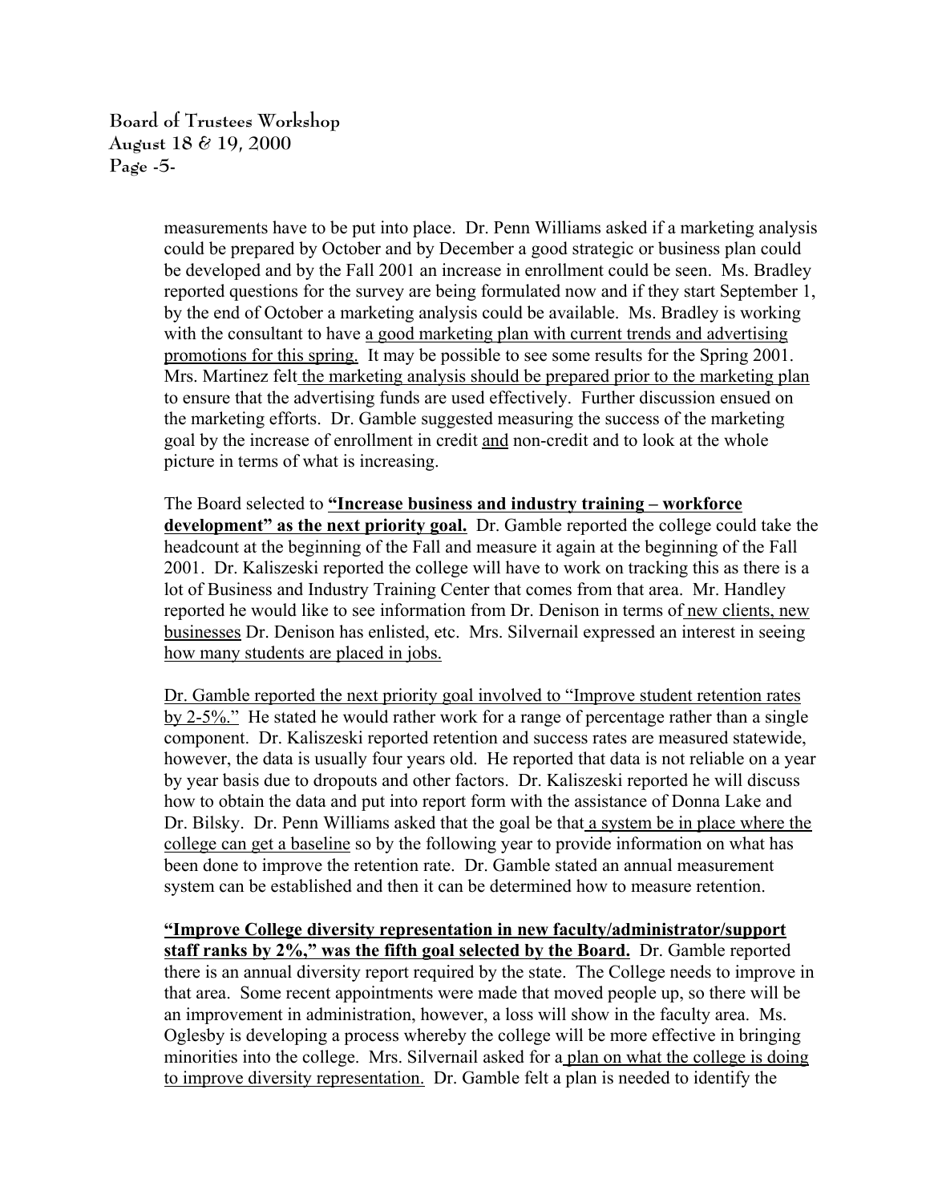measurements have to be put into place. Dr. Penn Williams asked if a marketing analysis could be prepared by October and by December a good strategic or business plan could be developed and by the Fall 2001 an increase in enrollment could be seen. Ms. Bradley reported questions for the survey are being formulated now and if they start September 1, by the end of October a marketing analysis could be available. Ms. Bradley is working with the consultant to have <u>a good marketing plan with current trends and advertising promotions for this spring.</u> It may be possible to see some results for the Spring 2001. Mrs. Martinez felt <u>the marketing analysis should be prepared prior to the marketing plan</u> to ensure that the advertising funds are used effectively. Further discussion ensued on the marketing efforts. Dr. Gamble suggested measuring the success of the marketing goal by the increase of enrollment in credit <u>and</u> non-credit and to look at the whole picture in terms of what is increasing.

The Board selected to **<u>"Increase business and industry training – workforce development" as the next priority goal.</u>** Dr. Gamble reported the college could take the headcount at the beginning of the Fall and measure it again at the beginning of the Fall 2001. Dr. Kaliszeski reported the college will have to work on tracking this as there is a lot of Business and Industry Training Center that comes from that area. Mr. Handley reported he would like to see information from Dr. Denison in terms of <u>new clients, new businesses</u> Dr. Denison has enlisted, etc. Mrs. Silvernail expressed an interest in seeing <u>how many students are placed in jobs.</u>

<u>Dr. Gamble reported the next priority goal involved to "Improve student retention rates by 2-5%."</u> He stated he would rather work for a range of percentage rather than a single component. Dr. Kaliszeski reported retention and success rates are measured statewide, however, the data is usually four years old. He reported that data is not reliable on a year by year basis due to dropouts and other factors. Dr. Kaliszeski reported he will discuss how to obtain the data and put into report form with the assistance of Donna Lake and Dr. Bilsky. Dr. Penn Williams asked that the goal be that <u>a system be in place where the college can get a baseline</u> so by the following year to provide information on what has been done to improve the retention rate. Dr. Gamble stated an annual measurement system can be established and then it can be determined how to measure retention.

**<u>"Improve College diversity representation in new faculty/administrator/support staff ranks by 2%," was the fifth goal selected by the Board.</u>** Dr. Gamble reported there is an annual diversity report required by the state. The College needs to improve in that area. Some recent appointments were made that moved people up, so there will be an improvement in administration, however, a loss will show in the faculty area. Ms. Oglesby is developing a process whereby the college will be more effective in bringing minorities into the college. Mrs. Silvernail asked for a <u>plan on what the college is doing to improve diversity representation.</u> Dr. Gamble felt a plan is needed to identify the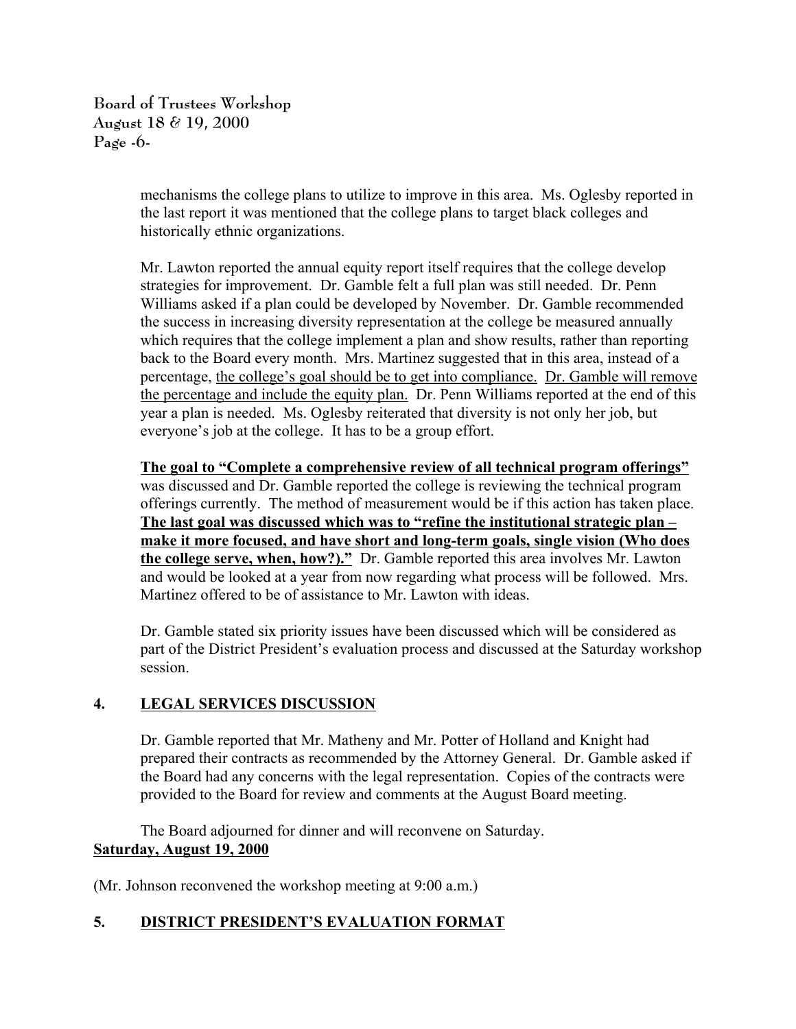mechanisms the college plans to utilize to improve in this area. Ms. Oglesby reported in the last report it was mentioned that the college plans to target black colleges and historically ethnic organizations.

Mr. Lawton reported the annual equity report itself requires that the college develop strategies for improvement. Dr. Gamble felt a full plan was still needed. Dr. Penn Williams asked if a plan could be developed by November. Dr. Gamble recommended the success in increasing diversity representation at the college be measured annually which requires that the college implement a plan and show results, rather than reporting back to the Board every month. Mrs. Martinez suggested that in this area, instead of a percentage, <u>the college's goal should be to get into compliance.</u> <u>Dr. Gamble will remove the percentage and include the equity plan.</u> Dr. Penn Williams reported at the end of this year a plan is needed. Ms. Oglesby reiterated that diversity is not only her job, but everyone's job at the college. It has to be a group effort.

<u>**The goal to "Complete a comprehensive review of all technical program offerings"**</u> was discussed and Dr. Gamble reported the college is reviewing the technical program offerings currently. The method of measurement would be if this action has taken place. <u>**The last goal was discussed which was to "refine the institutional strategic plan – make it more focused, and have short and long-term goals, single vision (Who does the college serve, when, how?)."**</u> Dr. Gamble reported this area involves Mr. Lawton and would be looked at a year from now regarding what process will be followed. Mrs. Martinez offered to be of assistance to Mr. Lawton with ideas.

Dr. Gamble stated six priority issues have been discussed which will be considered as part of the District President's evaluation process and discussed at the Saturday workshop session.

## 4. <u>LEGAL SERVICES DISCUSSION</u>

Dr. Gamble reported that Mr. Matheny and Mr. Potter of Holland and Knight had prepared their contracts as recommended by the Attorney General. Dr. Gamble asked if the Board had any concerns with the legal representation. Copies of the contracts were provided to the Board for review and comments at the August Board meeting.

The Board adjourned for dinner and will reconvene on Saturday.

<u>**Saturday, August 19, 2000**</u>

(Mr. Johnson reconvened the workshop meeting at 9:00 a.m.)

## 5. <u>DISTRICT PRESIDENT'S EVALUATION FORMAT</u>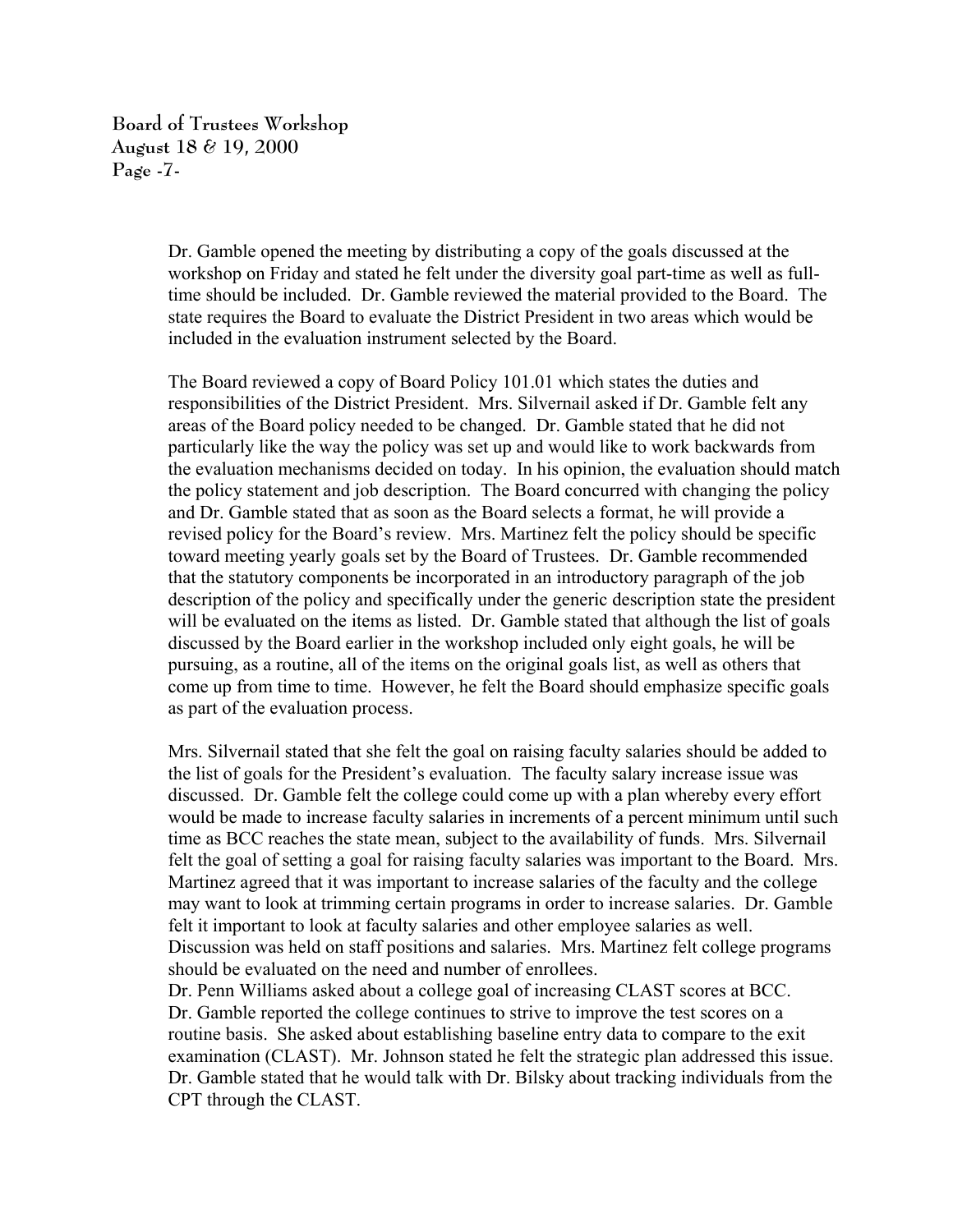Dr. Gamble opened the meeting by distributing a copy of the goals discussed at the workshop on Friday and stated he felt under the diversity goal part-time as well as full-time should be included. Dr. Gamble reviewed the material provided to the Board. The state requires the Board to evaluate the District President in two areas which would be included in the evaluation instrument selected by the Board.

The Board reviewed a copy of Board Policy 101.01 which states the duties and responsibilities of the District President. Mrs. Silvernail asked if Dr. Gamble felt any areas of the Board policy needed to be changed. Dr. Gamble stated that he did not particularly like the way the policy was set up and would like to work backwards from the evaluation mechanisms decided on today. In his opinion, the evaluation should match the policy statement and job description. The Board concurred with changing the policy and Dr. Gamble stated that as soon as the Board selects a format, he will provide a revised policy for the Board's review. Mrs. Martinez felt the policy should be specific toward meeting yearly goals set by the Board of Trustees. Dr. Gamble recommended that the statutory components be incorporated in an introductory paragraph of the job description of the policy and specifically under the generic description state the president will be evaluated on the items as listed. Dr. Gamble stated that although the list of goals discussed by the Board earlier in the workshop included only eight goals, he will be pursuing, as a routine, all of the items on the original goals list, as well as others that come up from time to time. However, he felt the Board should emphasize specific goals as part of the evaluation process.

Mrs. Silvernail stated that she felt the goal on raising faculty salaries should be added to the list of goals for the President's evaluation. The faculty salary increase issue was discussed. Dr. Gamble felt the college could come up with a plan whereby every effort would be made to increase faculty salaries in increments of a percent minimum until such time as BCC reaches the state mean, subject to the availability of funds. Mrs. Silvernail felt the goal of setting a goal for raising faculty salaries was important to the Board. Mrs. Martinez agreed that it was important to increase salaries of the faculty and the college may want to look at trimming certain programs in order to increase salaries. Dr. Gamble felt it important to look at faculty salaries and other employee salaries as well. Discussion was held on staff positions and salaries. Mrs. Martinez felt college programs should be evaluated on the need and number of enrollees.
Dr. Penn Williams asked about a college goal of increasing CLAST scores at BCC. Dr. Gamble reported the college continues to strive to improve the test scores on a routine basis. She asked about establishing baseline entry data to compare to the exit examination (CLAST). Mr. Johnson stated he felt the strategic plan addressed this issue. Dr. Gamble stated that he would talk with Dr. Bilsky about tracking individuals from the CPT through the CLAST.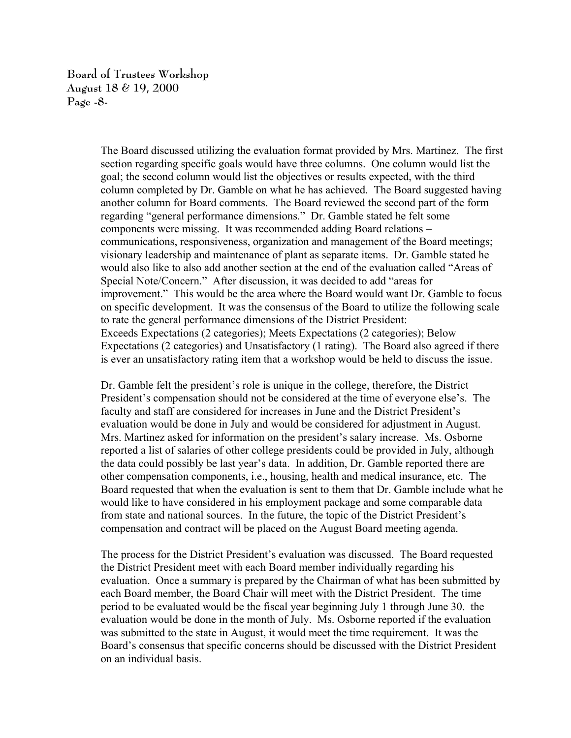The Board discussed utilizing the evaluation format provided by Mrs. Martinez. The first section regarding specific goals would have three columns. One column would list the goal; the second column would list the objectives or results expected, with the third column completed by Dr. Gamble on what he has achieved. The Board suggested having another column for Board comments. The Board reviewed the second part of the form regarding "general performance dimensions." Dr. Gamble stated he felt some components were missing. It was recommended adding Board relations – communications, responsiveness, organization and management of the Board meetings; visionary leadership and maintenance of plant as separate items. Dr. Gamble stated he would also like to also add another section at the end of the evaluation called "Areas of Special Note/Concern." After discussion, it was decided to add "areas for improvement." This would be the area where the Board would want Dr. Gamble to focus on specific development. It was the consensus of the Board to utilize the following scale to rate the general performance dimensions of the District President:
Exceeds Expectations (2 categories); Meets Expectations (2 categories); Below Expectations (2 categories) and Unsatisfactory (1 rating). The Board also agreed if there is ever an unsatisfactory rating item that a workshop would be held to discuss the issue.

Dr. Gamble felt the president's role is unique in the college, therefore, the District President's compensation should not be considered at the time of everyone else's. The faculty and staff are considered for increases in June and the District President's evaluation would be done in July and would be considered for adjustment in August. Mrs. Martinez asked for information on the president's salary increase. Ms. Osborne reported a list of salaries of other college presidents could be provided in July, although the data could possibly be last year's data. In addition, Dr. Gamble reported there are other compensation components, i.e., housing, health and medical insurance, etc. The Board requested that when the evaluation is sent to them that Dr. Gamble include what he would like to have considered in his employment package and some comparable data from state and national sources. In the future, the topic of the District President's compensation and contract will be placed on the August Board meeting agenda.

The process for the District President's evaluation was discussed. The Board requested the District President meet with each Board member individually regarding his evaluation. Once a summary is prepared by the Chairman of what has been submitted by each Board member, the Board Chair will meet with the District President. The time period to be evaluated would be the fiscal year beginning July 1 through June 30. the evaluation would be done in the month of July. Ms. Osborne reported if the evaluation was submitted to the state in August, it would meet the time requirement. It was the Board's consensus that specific concerns should be discussed with the District President on an individual basis.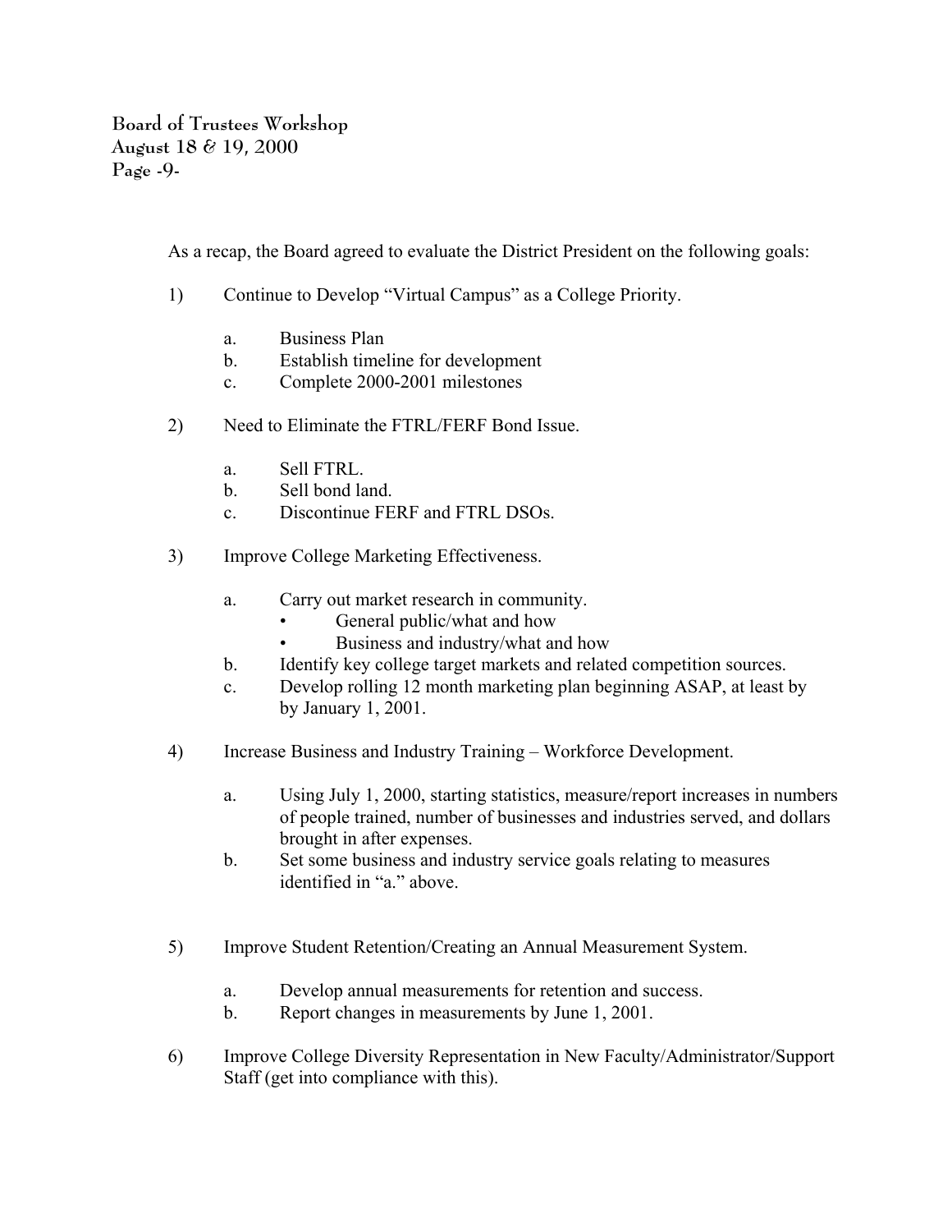As a recap, the Board agreed to evaluate the District President on the following goals:

1) Continue to Develop "Virtual Campus" as a College Priority.

   a. Business Plan
   b. Establish timeline for development
   c. Complete 2000-2001 milestones

2) Need to Eliminate the FTRL/FERF Bond Issue.

   a. Sell FTRL.
   b. Sell bond land.
   c. Discontinue FERF and FTRL DSOs.

3) Improve College Marketing Effectiveness.

   a. Carry out market research in community.
      - General public/what and how
      - Business and industry/what and how
   b. Identify key college target markets and related competition sources.
   c. Develop rolling 12 month marketing plan beginning ASAP, at least by by January 1, 2001.

4) Increase Business and Industry Training – Workforce Development.

   a. Using July 1, 2000, starting statistics, measure/report increases in numbers of people trained, number of businesses and industries served, and dollars brought in after expenses.
   b. Set some business and industry service goals relating to measures identified in "a." above.

5) Improve Student Retention/Creating an Annual Measurement System.

   a. Develop annual measurements for retention and success.
   b. Report changes in measurements by June 1, 2001.

6) Improve College Diversity Representation in New Faculty/Administrator/Support Staff (get into compliance with this).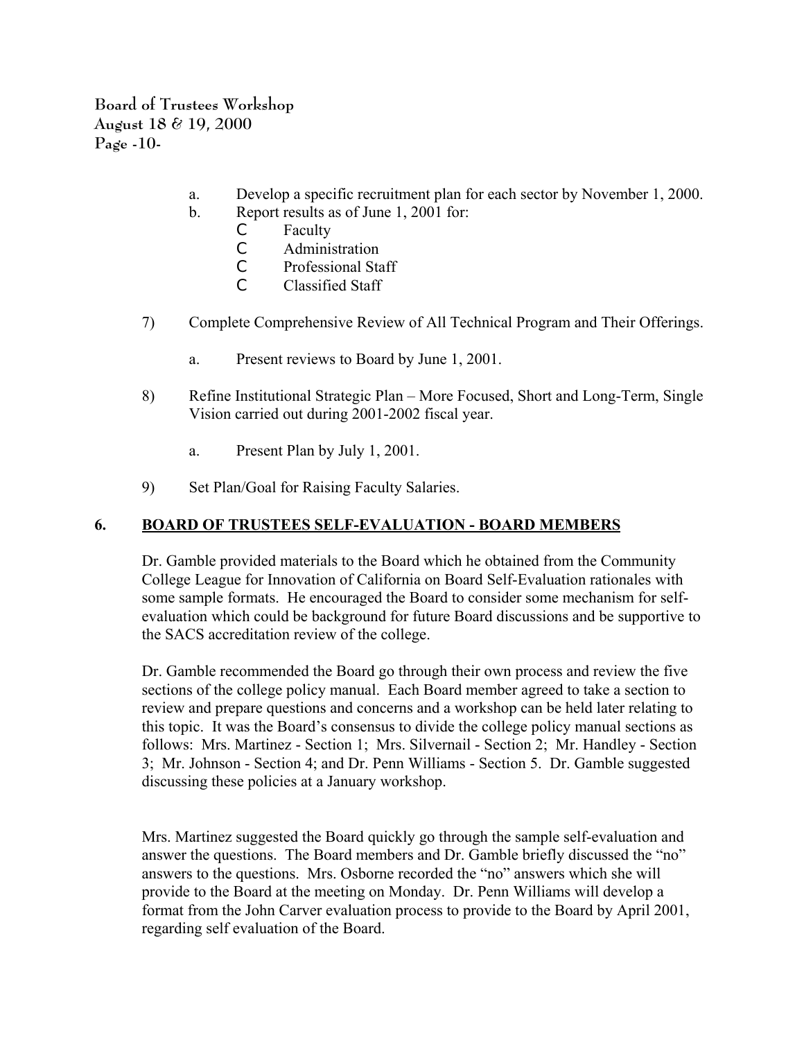a. Develop a specific recruitment plan for each sector by November 1, 2000.
b. Report results as of June 1, 2001 for:
   - Faculty
   - Administration
   - Professional Staff
   - Classified Staff

7) Complete Comprehensive Review of All Technical Program and Their Offerings.

   a. Present reviews to Board by June 1, 2001.

8) Refine Institutional Strategic Plan – More Focused, Short and Long-Term, Single Vision carried out during 2001-2002 fiscal year.

   a. Present Plan by July 1, 2001.

9) Set Plan/Goal for Raising Faculty Salaries.

## 6. BOARD OF TRUSTEES SELF-EVALUATION - BOARD MEMBERS

Dr. Gamble provided materials to the Board which he obtained from the Community College League for Innovation of California on Board Self-Evaluation rationales with some sample formats. He encouraged the Board to consider some mechanism for self-evaluation which could be background for future Board discussions and be supportive to the SACS accreditation review of the college.

Dr. Gamble recommended the Board go through their own process and review the five sections of the college policy manual. Each Board member agreed to take a section to review and prepare questions and concerns and a workshop can be held later relating to this topic. It was the Board's consensus to divide the college policy manual sections as follows: Mrs. Martinez - Section 1; Mrs. Silvernail - Section 2; Mr. Handley - Section 3; Mr. Johnson - Section 4; and Dr. Penn Williams - Section 5. Dr. Gamble suggested discussing these policies at a January workshop.

Mrs. Martinez suggested the Board quickly go through the sample self-evaluation and answer the questions. The Board members and Dr. Gamble briefly discussed the "no" answers to the questions. Mrs. Osborne recorded the "no" answers which she will provide to the Board at the meeting on Monday. Dr. Penn Williams will develop a format from the John Carver evaluation process to provide to the Board by April 2001, regarding self evaluation of the Board.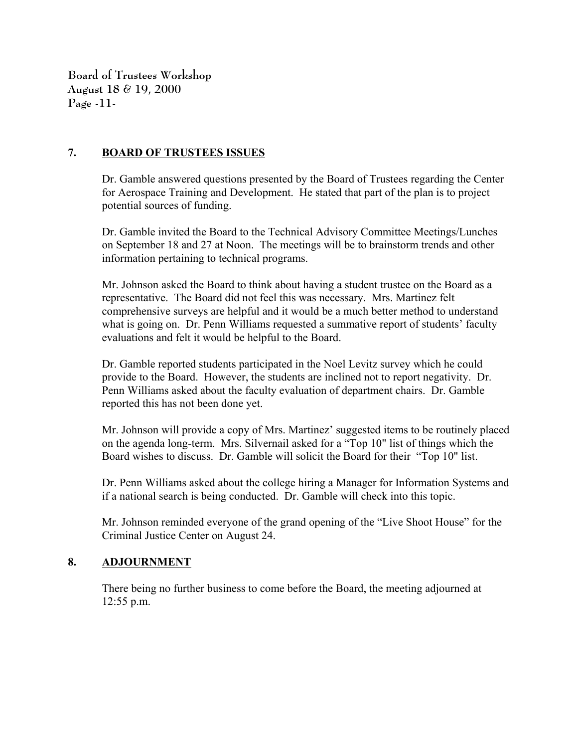## 7. BOARD OF TRUSTEES ISSUES

Dr. Gamble answered questions presented by the Board of Trustees regarding the Center for Aerospace Training and Development. He stated that part of the plan is to project potential sources of funding.

Dr. Gamble invited the Board to the Technical Advisory Committee Meetings/Lunches on September 18 and 27 at Noon. The meetings will be to brainstorm trends and other information pertaining to technical programs.

Mr. Johnson asked the Board to think about having a student trustee on the Board as a representative. The Board did not feel this was necessary. Mrs. Martinez felt comprehensive surveys are helpful and it would be a much better method to understand what is going on. Dr. Penn Williams requested a summative report of students' faculty evaluations and felt it would be helpful to the Board.

Dr. Gamble reported students participated in the Noel Levitz survey which he could provide to the Board. However, the students are inclined not to report negativity. Dr. Penn Williams asked about the faculty evaluation of department chairs. Dr. Gamble reported this has not been done yet.

Mr. Johnson will provide a copy of Mrs. Martinez' suggested items to be routinely placed on the agenda long-term. Mrs. Silvernail asked for a "Top 10" list of things which the Board wishes to discuss. Dr. Gamble will solicit the Board for their "Top 10" list.

Dr. Penn Williams asked about the college hiring a Manager for Information Systems and if a national search is being conducted. Dr. Gamble will check into this topic.

Mr. Johnson reminded everyone of the grand opening of the "Live Shoot House" for the Criminal Justice Center on August 24.

## 8. ADJOURNMENT

There being no further business to come before the Board, the meeting adjourned at 12:55 p.m.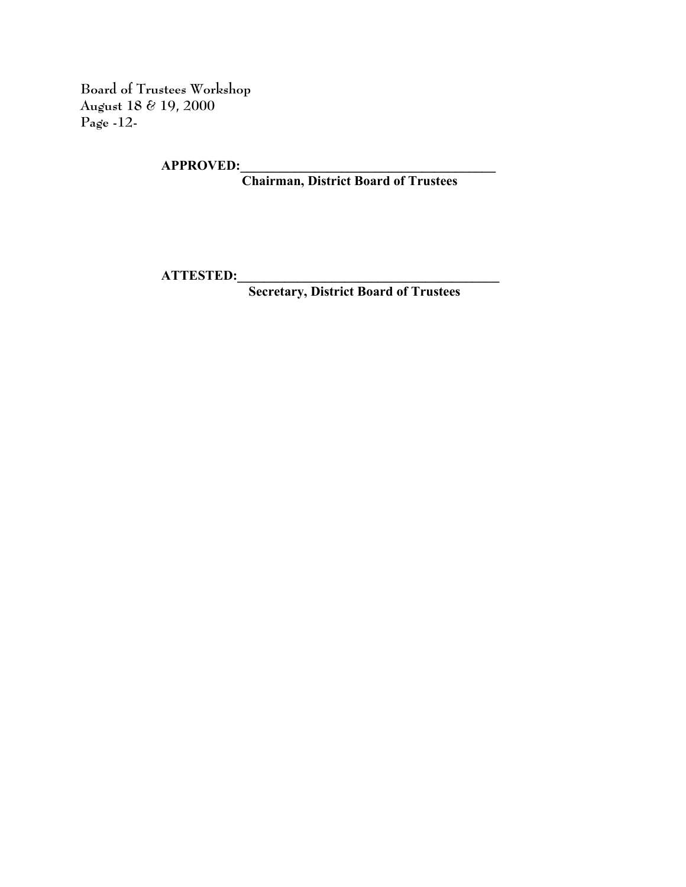**APPROVED:\_\_\_\_\_\_\_\_\_\_\_\_\_\_\_\_\_\_\_\_\_\_\_\_\_\_\_\_\_\_\_\_\_\_\_\_\_\_\_**
**Chairman, District Board of Trustees**

**ATTESTED:\_\_\_\_\_\_\_\_\_\_\_\_\_\_\_\_\_\_\_\_\_\_\_\_\_\_\_\_\_\_\_\_\_\_\_\_\_\_\_**
**Secretary, District Board of Trustees**